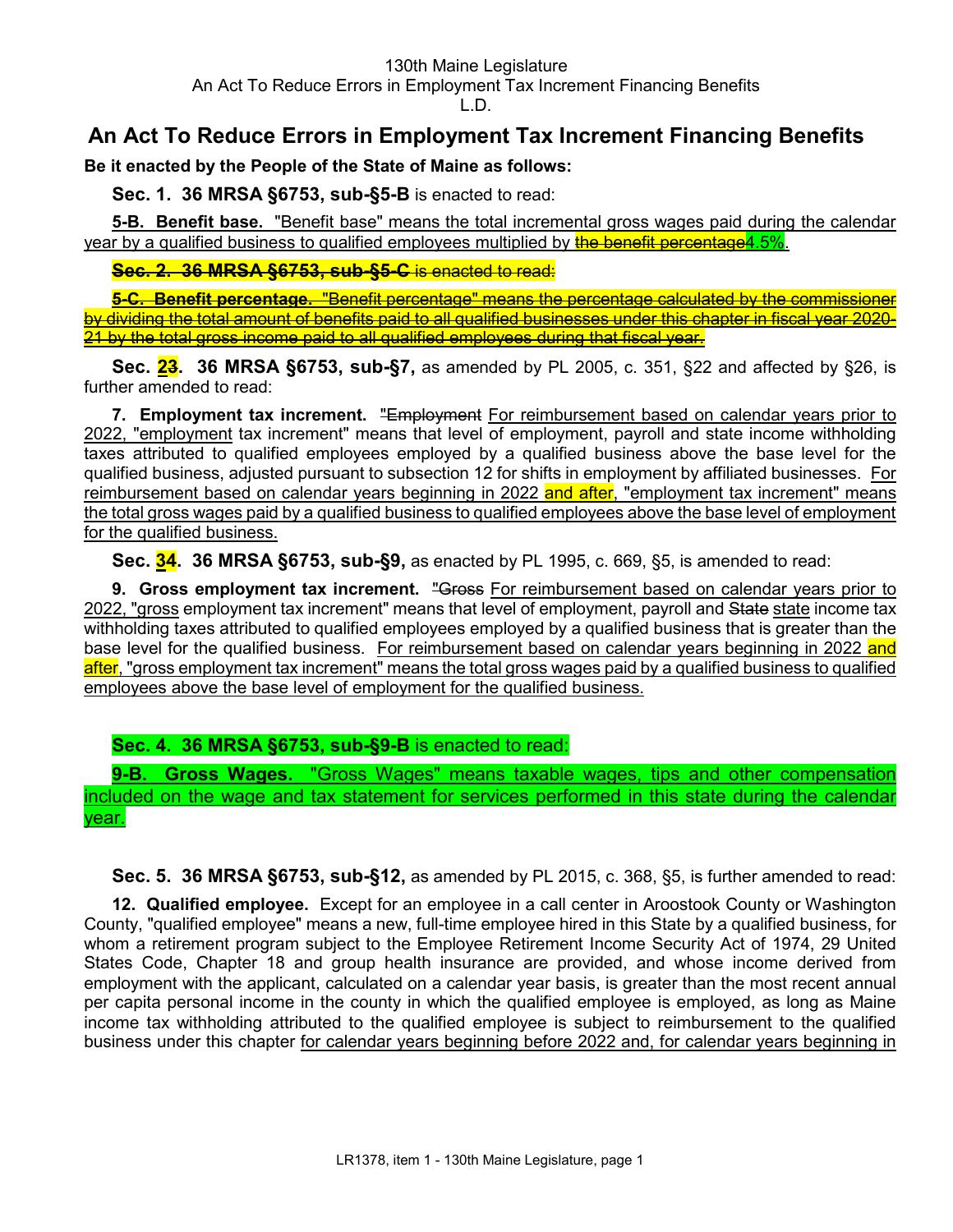130th Maine Legislature
An Act To Reduce Errors in Employment Tax Increment Financing Benefits
L.D.

# An Act To Reduce Errors in Employment Tax Increment Financing Benefits

**Be it enacted by the People of the State of Maine as follows:**

**Sec. 1. 36 MRSA §6753, sub-§5-B** is enacted to read:

**5-B. Benefit base.** "Benefit base" means the total incremental gross wages paid during the calendar year by a qualified business to qualified employees multiplied by ~~the benefit percentage~~4.5%.

~~**Sec. 2. 36 MRSA §6753, sub-§5-C** is enacted to read:~~

~~**5-C. Benefit percentage.** "Benefit percentage" means the percentage calculated by the commissioner by dividing the total amount of benefits paid to all qualified businesses under this chapter in fiscal year 2020-21 by the total gross income paid to all qualified employees during that fiscal year.~~

**Sec. 2~~3~~. 36 MRSA §6753, sub-§7,** as amended by PL 2005, c. 351, §22 and affected by §26, is further amended to read:

**7. Employment tax increment.** ~~"Employment~~ For reimbursement based on calendar years prior to 2022, "employment tax increment" means that level of employment, payroll and state income withholding taxes attributed to qualified employees employed by a qualified business above the base level for the qualified business, adjusted pursuant to subsection 12 for shifts in employment by affiliated businesses. For reimbursement based on calendar years beginning in 2022 and after, "employment tax increment" means the total gross wages paid by a qualified business to qualified employees above the base level of employment for the qualified business.

**Sec. 3~~4~~. 36 MRSA §6753, sub-§9,** as enacted by PL 1995, c. 669, §5, is amended to read:

**9. Gross employment tax increment.** ~~"Gross~~ For reimbursement based on calendar years prior to 2022, "gross employment tax increment" means that level of employment, payroll and ~~State~~ state income tax withholding taxes attributed to qualified employees employed by a qualified business that is greater than the base level for the qualified business. For reimbursement based on calendar years beginning in 2022 and after, "gross employment tax increment" means the total gross wages paid by a qualified business to qualified employees above the base level of employment for the qualified business.

**Sec. 4. 36 MRSA §6753, sub-§9-B** is enacted to read:

**9-B. Gross Wages.** "Gross Wages" means taxable wages, tips and other compensation included on the wage and tax statement for services performed in this state during the calendar year.

**Sec. 5. 36 MRSA §6753, sub-§12,** as amended by PL 2015, c. 368, §5, is further amended to read:

**12. Qualified employee.** Except for an employee in a call center in Aroostook County or Washington County, "qualified employee" means a new, full-time employee hired in this State by a qualified business, for whom a retirement program subject to the Employee Retirement Income Security Act of 1974, 29 United States Code, Chapter 18 and group health insurance are provided, and whose income derived from employment with the applicant, calculated on a calendar year basis, is greater than the most recent annual per capita personal income in the county in which the qualified employee is employed, as long as Maine income tax withholding attributed to the qualified employee is subject to reimbursement to the qualified business under this chapter for calendar years beginning before 2022 and, for calendar years beginning in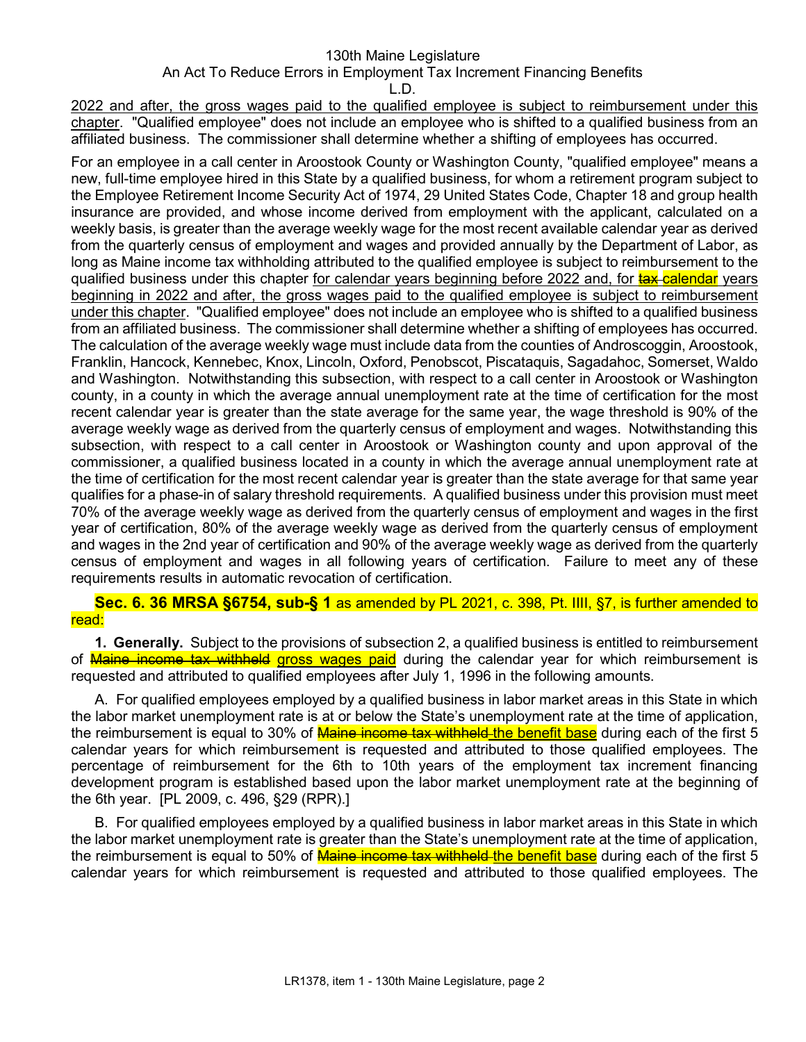2022 and after, the gross wages paid to the qualified employee is subject to reimbursement under this chapter. "Qualified employee" does not include an employee who is shifted to a qualified business from an affiliated business. The commissioner shall determine whether a shifting of employees has occurred.

For an employee in a call center in Aroostook County or Washington County, "qualified employee" means a new, full-time employee hired in this State by a qualified business, for whom a retirement program subject to the Employee Retirement Income Security Act of 1974, 29 United States Code, Chapter 18 and group health insurance are provided, and whose income derived from employment with the applicant, calculated on a weekly basis, is greater than the average weekly wage for the most recent available calendar year as derived from the quarterly census of employment and wages and provided annually by the Department of Labor, as long as Maine income tax withholding attributed to the qualified employee is subject to reimbursement to the qualified business under this chapter for calendar years beginning before 2022 and, for ~~tax~~ calendar years beginning in 2022 and after, the gross wages paid to the qualified employee is subject to reimbursement under this chapter. "Qualified employee" does not include an employee who is shifted to a qualified business from an affiliated business. The commissioner shall determine whether a shifting of employees has occurred. The calculation of the average weekly wage must include data from the counties of Androscoggin, Aroostook, Franklin, Hancock, Kennebec, Knox, Lincoln, Oxford, Penobscot, Piscataquis, Sagadahoc, Somerset, Waldo and Washington. Notwithstanding this subsection, with respect to a call center in Aroostook or Washington county, in a county in which the average annual unemployment rate at the time of certification for the most recent calendar year is greater than the state average for the same year, the wage threshold is 90% of the average weekly wage as derived from the quarterly census of employment and wages. Notwithstanding this subsection, with respect to a call center in Aroostook or Washington county and upon approval of the commissioner, a qualified business located in a county in which the average annual unemployment rate at the time of certification for the most recent calendar year is greater than the state average for that same year qualifies for a phase-in of salary threshold requirements. A qualified business under this provision must meet 70% of the average weekly wage as derived from the quarterly census of employment and wages in the first year of certification, 80% of the average weekly wage as derived from the quarterly census of employment and wages in the 2nd year of certification and 90% of the average weekly wage as derived from the quarterly census of employment and wages in all following years of certification. Failure to meet any of these requirements results in automatic revocation of certification.

**Sec. 6. 36 MRSA §6754, sub-§ 1** as amended by PL 2021, c. 398, Pt. IIII, §7, is further amended to read:

**1. Generally.** Subject to the provisions of subsection 2, a qualified business is entitled to reimbursement of ~~Maine income tax withheld~~ gross wages paid during the calendar year for which reimbursement is requested and attributed to qualified employees after July 1, 1996 in the following amounts.

A. For qualified employees employed by a qualified business in labor market areas in this State in which the labor market unemployment rate is at or below the State's unemployment rate at the time of application, the reimbursement is equal to 30% of ~~Maine income tax withheld~~ the benefit base during each of the first 5 calendar years for which reimbursement is requested and attributed to those qualified employees. The percentage of reimbursement for the 6th to 10th years of the employment tax increment financing development program is established based upon the labor market unemployment rate at the beginning of the 6th year. [PL 2009, c. 496, §29 (RPR).]

B. For qualified employees employed by a qualified business in labor market areas in this State in which the labor market unemployment rate is greater than the State's unemployment rate at the time of application, the reimbursement is equal to 50% of ~~Maine income tax withheld~~ the benefit base during each of the first 5 calendar years for which reimbursement is requested and attributed to those qualified employees. The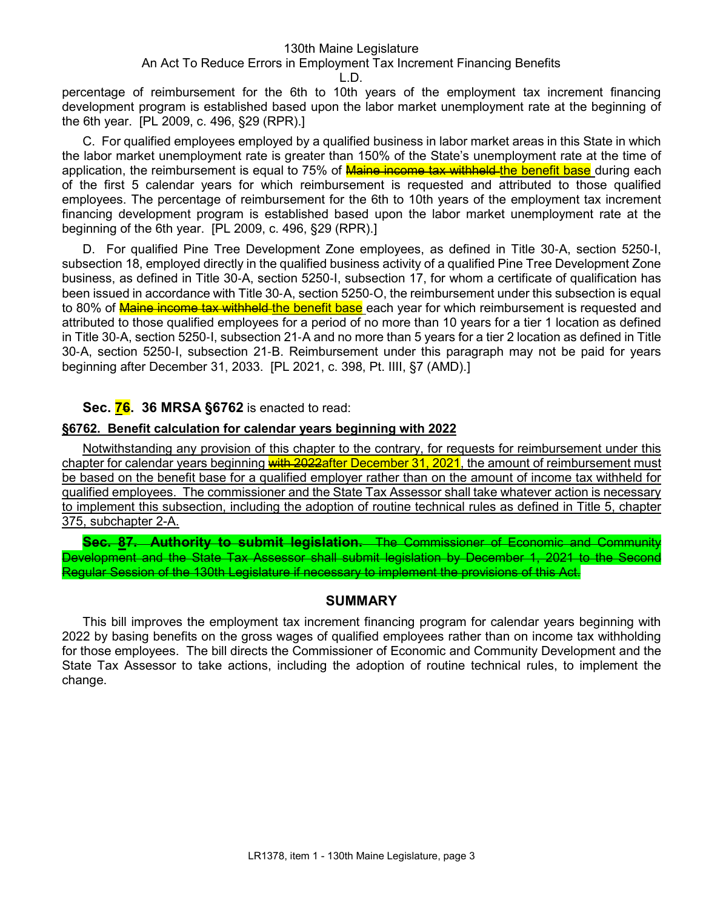percentage of reimbursement for the 6th to 10th years of the employment tax increment financing development program is established based upon the labor market unemployment rate at the beginning of the 6th year. [PL 2009, c. 496, §29 (RPR).]

C. For qualified employees employed by a qualified business in labor market areas in this State in which the labor market unemployment rate is greater than 150% of the State's unemployment rate at the time of application, the reimbursement is equal to 75% of ~~Maine income tax withheld~~ the benefit base during each of the first 5 calendar years for which reimbursement is requested and attributed to those qualified employees. The percentage of reimbursement for the 6th to 10th years of the employment tax increment financing development program is established based upon the labor market unemployment rate at the beginning of the 6th year. [PL 2009, c. 496, §29 (RPR).]

D. For qualified Pine Tree Development Zone employees, as defined in Title 30-A, section 5250-I, subsection 18, employed directly in the qualified business activity of a qualified Pine Tree Development Zone business, as defined in Title 30-A, section 5250-I, subsection 17, for whom a certificate of qualification has been issued in accordance with Title 30-A, section 5250-O, the reimbursement under this subsection is equal to 80% of ~~Maine income tax withheld~~ the benefit base each year for which reimbursement is requested and attributed to those qualified employees for a period of no more than 10 years for a tier 1 location as defined in Title 30-A, section 5250-I, subsection 21-A and no more than 5 years for a tier 2 location as defined in Title 30-A, section 5250-I, subsection 21-B. Reimbursement under this paragraph may not be paid for years beginning after December 31, 2033. [PL 2021, c. 398, Pt. IIII, §7 (AMD).]

**Sec. 7~~6~~. 36 MRSA §6762** is enacted to read:

**§6762. Benefit calculation for calendar years beginning with 2022**

Notwithstanding any provision of this chapter to the contrary, for requests for reimbursement under this chapter for calendar years beginning ~~with 2022~~after December 31, 2021, the amount of reimbursement must be based on the benefit base for a qualified employer rather than on the amount of income tax withheld for qualified employees. The commissioner and the State Tax Assessor shall take whatever action is necessary to implement this subsection, including the adoption of routine technical rules as defined in Title 5, chapter 375, subchapter 2-A.

~~**Sec. 87. Authority to submit legislation.** The Commissioner of Economic and Community Development and the State Tax Assessor shall submit legislation by December 1, 2021 to the Second Regular Session of the 130th Legislature if necessary to implement the provisions of this Act.~~

## SUMMARY

This bill improves the employment tax increment financing program for calendar years beginning with 2022 by basing benefits on the gross wages of qualified employees rather than on income tax withholding for those employees. The bill directs the Commissioner of Economic and Community Development and the State Tax Assessor to take actions, including the adoption of routine technical rules, to implement the change.